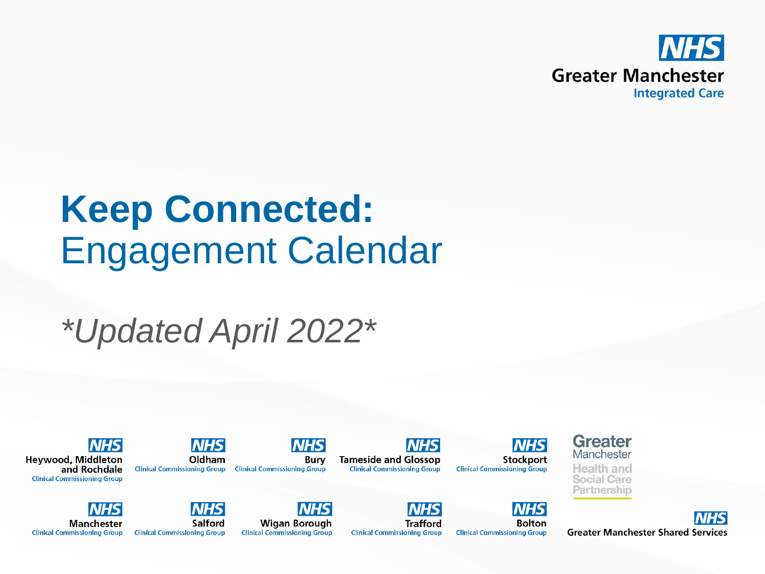NHS Greater Manchester Integrated Care

# Keep Connected: Engagement Calendar

*\*Updated April 2022\**

NHS Heywood, Middleton and Rochdale Clinical Commissioning Group

NHS Oldham Clinical Commissioning Group

NHS Bury Clinical Commissioning Group

NHS Tameside and Glossop Clinical Commissioning Group

NHS Stockport Clinical Commissioning Group

Greater Manchester Health and Social Care Partnership

NHS Manchester Clinical Commissioning Group

NHS Salford Clinical Commissioning Group

NHS Wigan Borough Clinical Commissioning Group

NHS Trafford Clinical Commissioning Group

NHS Bolton Clinical Commissioning Group

NHS Greater Manchester Shared Services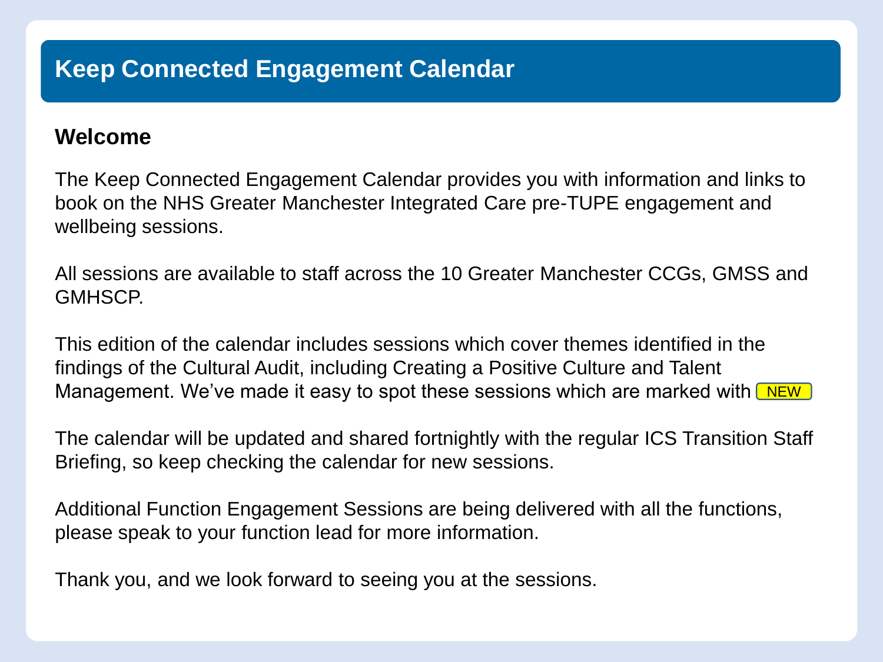# Keep Connected Engagement Calendar

## Welcome

The Keep Connected Engagement Calendar provides you with information and links to book on the NHS Greater Manchester Integrated Care pre-TUPE engagement and wellbeing sessions.

All sessions are available to staff across the 10 Greater Manchester CCGs, GMSS and GMHSCP.

This edition of the calendar includes sessions which cover themes identified in the findings of the Cultural Audit, including Creating a Positive Culture and Talent Management. We've made it easy to spot these sessions which are marked with NEW

The calendar will be updated and shared fortnightly with the regular ICS Transition Staff Briefing, so keep checking the calendar for new sessions.

Additional Function Engagement Sessions are being delivered with all the functions, please speak to your function lead for more information.

Thank you, and we look forward to seeing you at the sessions.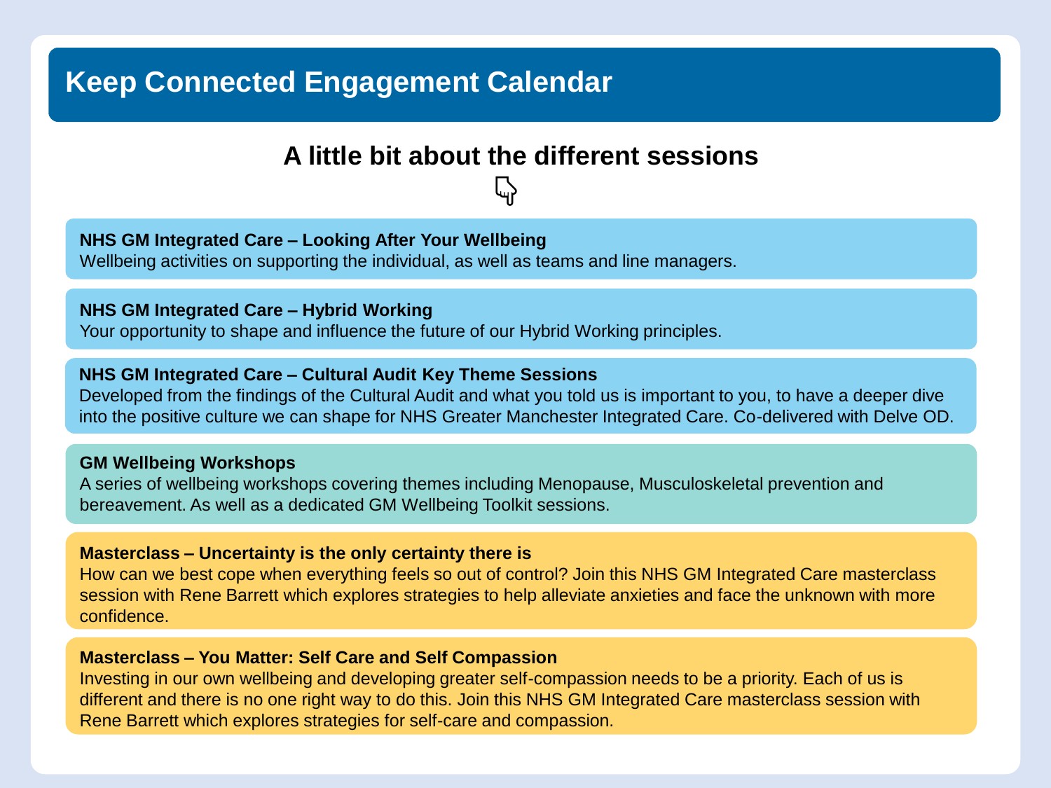# Keep Connected Engagement Calendar

## A little bit about the different sessions

👇

**NHS GM Integrated Care – Looking After Your Wellbeing**
Wellbeing activities on supporting the individual, as well as teams and line managers.

**NHS GM Integrated Care – Hybrid Working**
Your opportunity to shape and influence the future of our Hybrid Working principles.

**NHS GM Integrated Care – Cultural Audit Key Theme Sessions**
Developed from the findings of the Cultural Audit and what you told us is important to you, to have a deeper dive into the positive culture we can shape for NHS Greater Manchester Integrated Care. Co-delivered with Delve OD.

**GM Wellbeing Workshops**
A series of wellbeing workshops covering themes including Menopause, Musculoskeletal prevention and bereavement. As well as a dedicated GM Wellbeing Toolkit sessions.

**Masterclass – Uncertainty is the only certainty there is**
How can we best cope when everything feels so out of control? Join this NHS GM Integrated Care masterclass session with Rene Barrett which explores strategies to help alleviate anxieties and face the unknown with more confidence.

**Masterclass – You Matter: Self Care and Self Compassion**
Investing in our own wellbeing and developing greater self-compassion needs to be a priority. Each of us is different and there is no one right way to do this. Join this NHS GM Integrated Care masterclass session with Rene Barrett which explores strategies for self-care and compassion.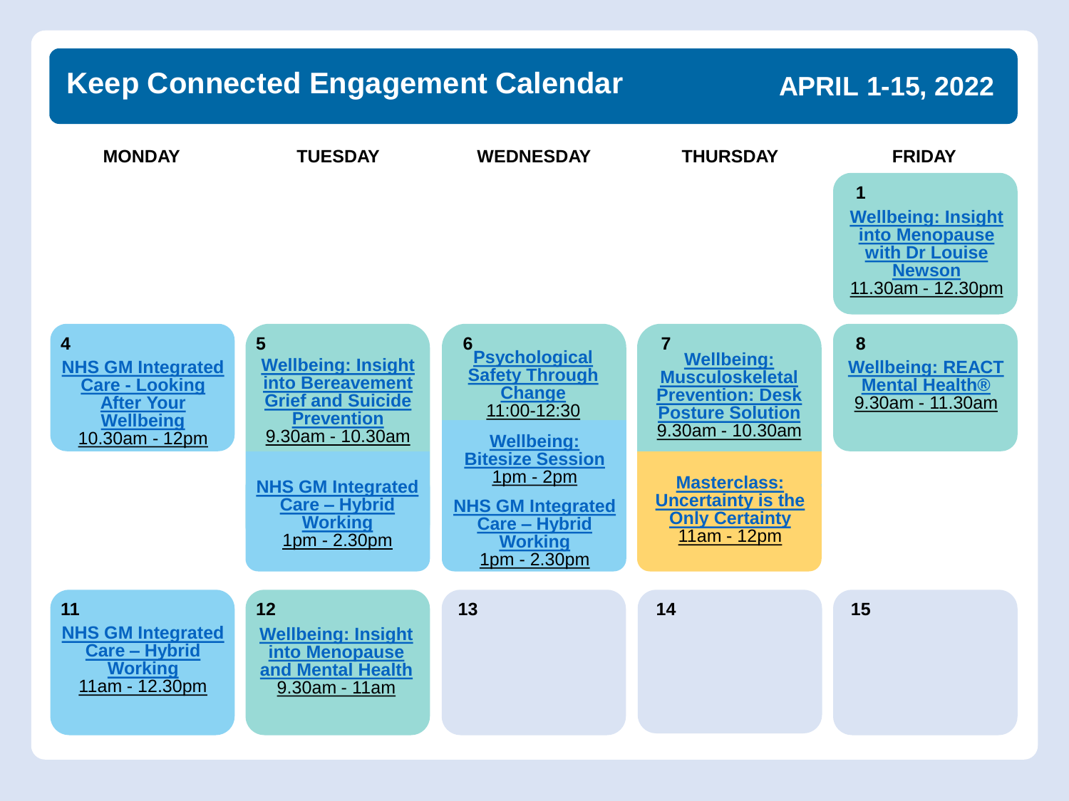# Keep Connected Engagement Calendar

## APRIL 1-15, 2022

| MONDAY | TUESDAY | WEDNESDAY | THURSDAY | FRIDAY |
|---|---|---|---|---|
| | | | | **1** Wellbeing: Insight into Menopause with Dr Louise Newson 11.30am - 12.30pm |
| **4** NHS GM Integrated Care - Looking After Your Wellbeing 10.30am - 12pm | **5** Wellbeing: Insight into Bereavement Grief and Suicide Prevention 9.30am - 10.30am<br>NHS GM Integrated Care – Hybrid Working 1pm - 2.30pm | **6** Psychological Safety Through Change 11:00-12:30<br>Wellbeing: Bitesize Session 1pm - 2pm<br>NHS GM Integrated Care – Hybrid Working 1pm - 2.30pm | **7** Wellbeing: Musculoskeletal Prevention: Desk Posture Solution 9.30am - 10.30am<br>Masterclass: Uncertainty is the Only Certainty 11am - 12pm | **8** Wellbeing: REACT Mental Health® 9.30am - 11.30am |
| **11** NHS GM Integrated Care – Hybrid Working 11am - 12.30pm | **12** Wellbeing: Insight into Menopause and Mental Health 9.30am - 11am | **13** | **14** | **15** |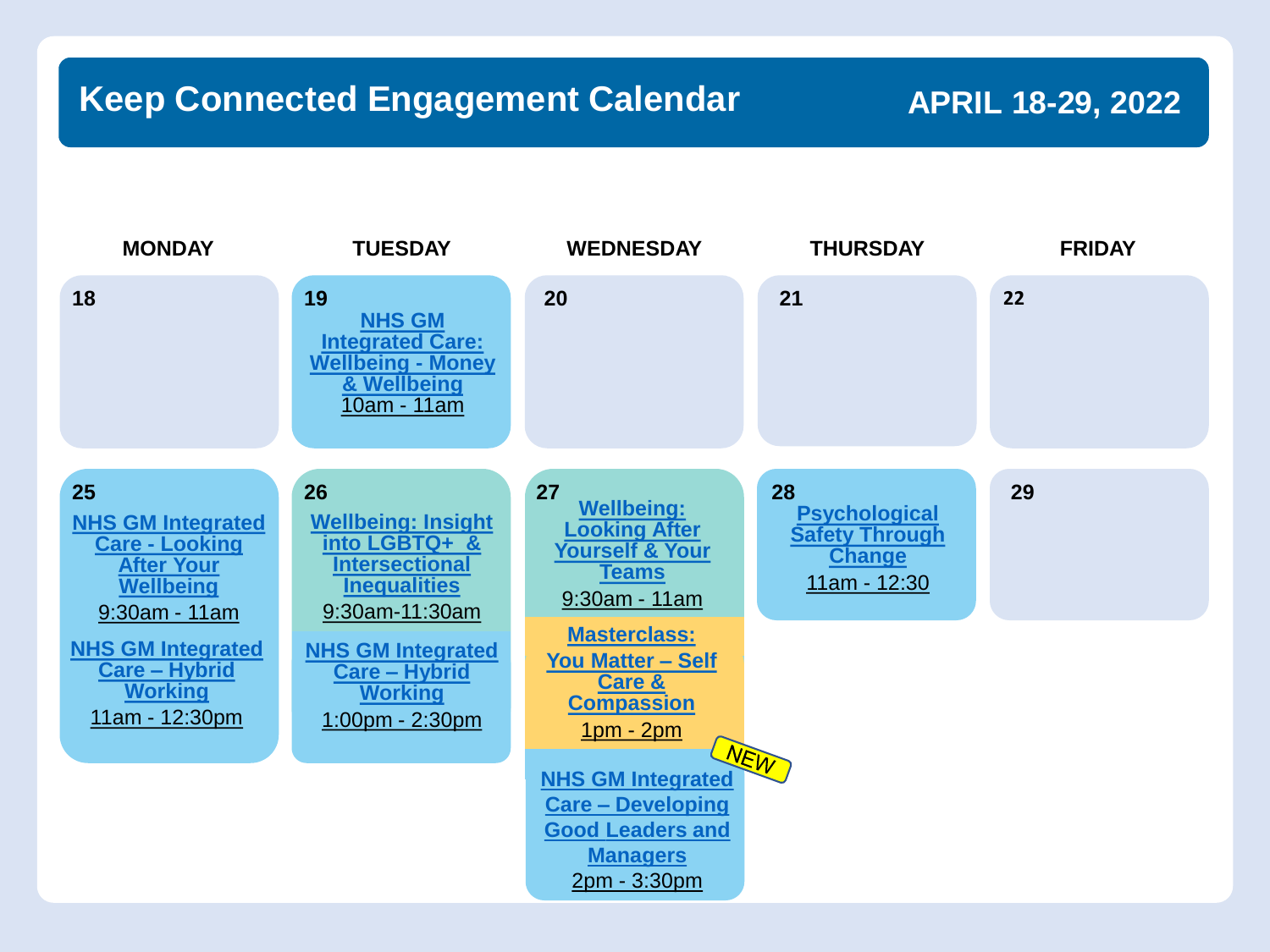# Keep Connected Engagement Calendar

## APRIL 18-29, 2022

| MONDAY | TUESDAY | WEDNESDAY | THURSDAY | FRIDAY |
|---|---|---|---|---|
| 18 | 19<br>**NHS GM Integrated Care: Wellbeing - Money & Wellbeing**<br>10am - 11am | 20 | 21 | 22 |
| 25<br>**NHS GM Integrated Care - Looking After Your Wellbeing**<br>9:30am - 11am<br>**NHS GM Integrated Care – Hybrid Working**<br>11am - 12:30pm | 26<br>**Wellbeing: Insight into LGBTQ+ & Intersectional Inequalities**<br>9:30am-11:30am<br>**NHS GM Integrated Care – Hybrid Working**<br>1:00pm - 2:30pm | 27<br>**Wellbeing: Looking After Yourself & Your Teams**<br>9:30am - 11am<br>**Masterclass: You Matter – Self Care & Compassion**<br>1pm - 2pm<br>NEW<br>**NHS GM Integrated Care – Developing Good Leaders and Managers**<br>2pm - 3:30pm | 28<br>**Psychological Safety Through Change**<br>11am - 12:30 | 29 |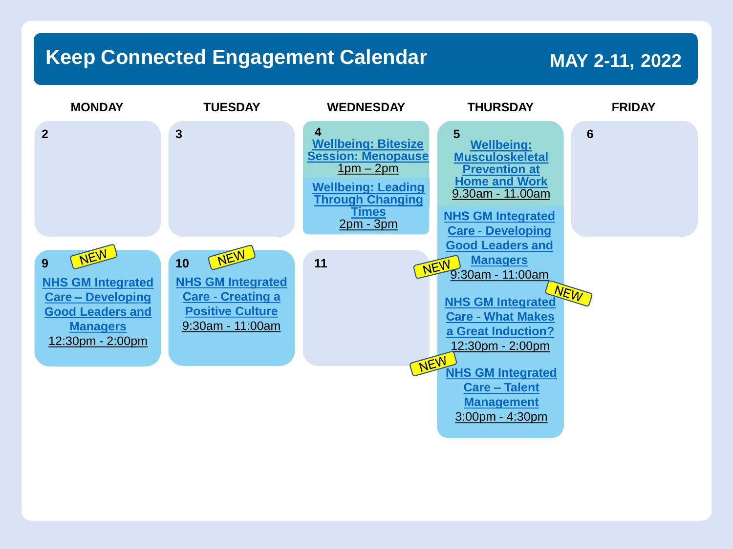# Keep Connected Engagement Calendar

**MAY 2-11, 2022**

| MONDAY | TUESDAY | WEDNESDAY | THURSDAY | FRIDAY |
|---|---|---|---|---|
| 2 | 3 | 4<br>Wellbeing: Bitesize Session: Menopause<br>1pm – 2pm<br><br>Wellbeing: Leading Through Changing Times<br>2pm - 3pm | 5<br>Wellbeing: Musculoskeletal Prevention at Home and Work<br>9.30am - 11.00am<br><br>NEW NHS GM Integrated Care - Developing Good Leaders and Managers<br>9:30am - 11:00am<br><br>NEW NHS GM Integrated Care - What Makes a Great Induction?<br>12:30pm - 2:00pm<br><br>NEW NHS GM Integrated Care – Talent Management<br>3:00pm - 4:30pm | 6 |
| 9 NEW<br>NHS GM Integrated Care – Developing Good Leaders and Managers<br>12:30pm - 2:00pm | 10 NEW<br>NHS GM Integrated Care - Creating a Positive Culture<br>9:30am - 11:00am | 11 | | |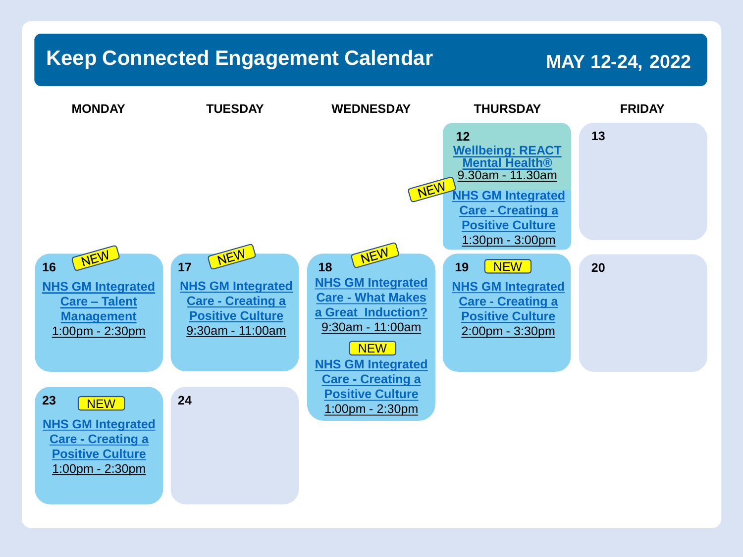# Keep Connected Engagement Calendar

**MAY 12-24, 2022**

| MONDAY | TUESDAY | WEDNESDAY | THURSDAY | FRIDAY |
|---|---|---|---|---|
| | | | **12** Wellbeing: REACT Mental Health® 9.30am - 11.30am<br>NEW NHS GM Integrated Care - Creating a Positive Culture 1:30pm - 3:00pm | **13** |
| **16** NEW NHS GM Integrated Care – Talent Management 1:00pm - 2:30pm | **17** NEW NHS GM Integrated Care - Creating a Positive Culture 9:30am - 11:00am | **18** NEW NHS GM Integrated Care - What Makes a Great Induction? 9:30am - 11:00am<br>NEW NHS GM Integrated Care - Creating a Positive Culture 1:00pm - 2:30pm | **19** NEW NHS GM Integrated Care - Creating a Positive Culture 2:00pm - 3:30pm | **20** |
| **23** NEW NHS GM Integrated Care - Creating a Positive Culture 1:00pm - 2:30pm | **24** | | | |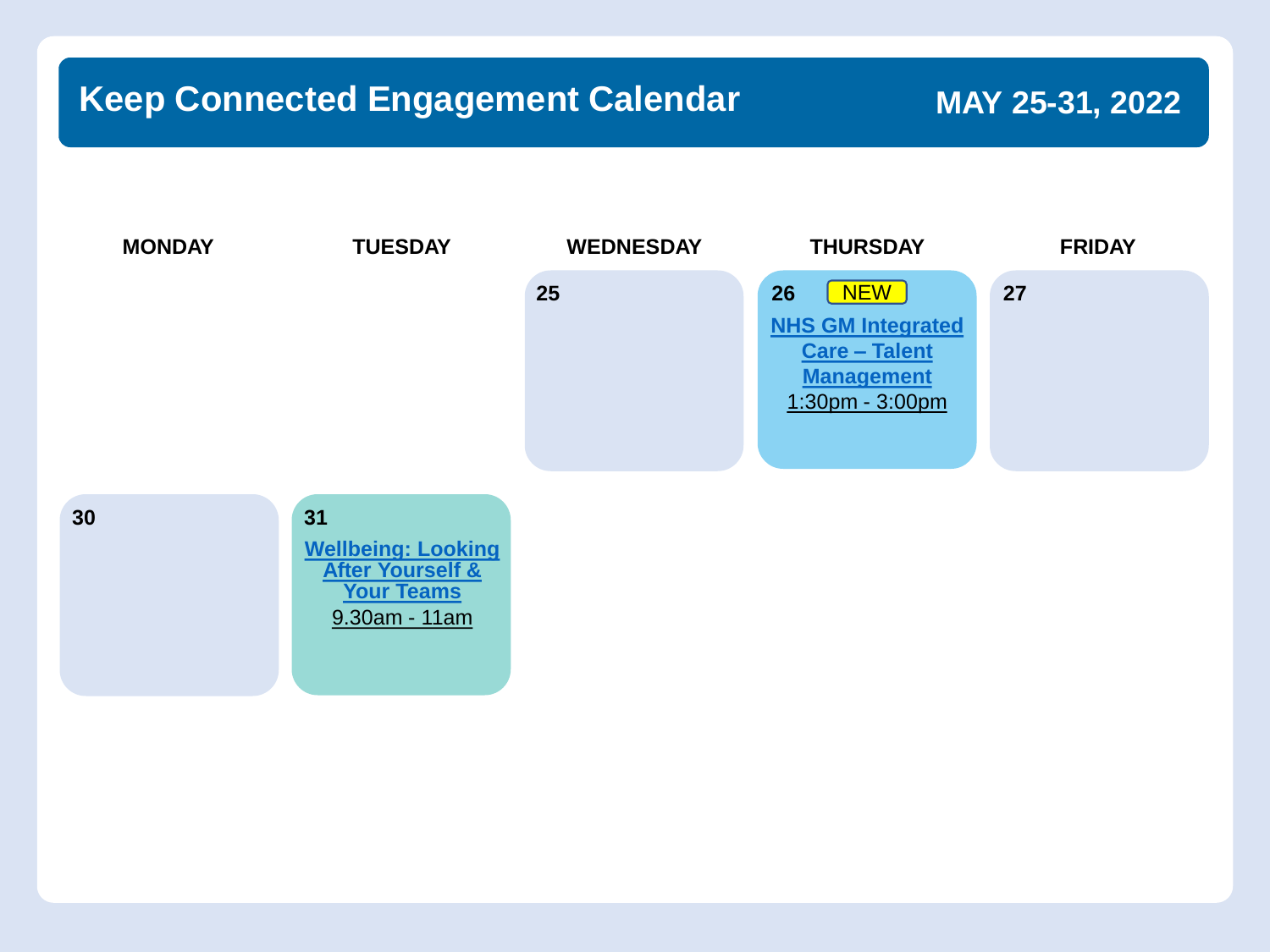# Keep Connected Engagement Calendar

## MAY 25-31, 2022

| MONDAY | TUESDAY | WEDNESDAY | THURSDAY | FRIDAY |
| --- | --- | --- | --- | --- |
| | | 25 | 26 NEW<br>NHS GM Integrated Care – Talent Management<br>1:30pm - 3:00pm | 27 |
| 30 | 31<br>Wellbeing: Looking After Yourself & Your Teams<br>9.30am - 11am | | | |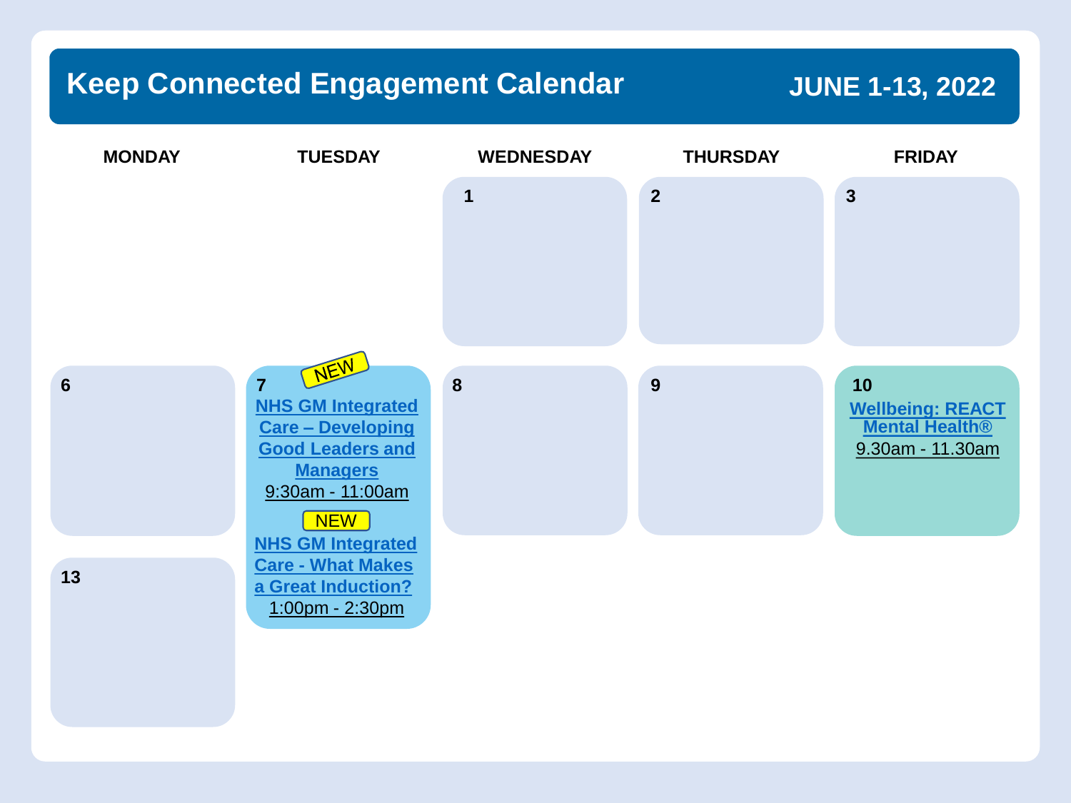# Keep Connected Engagement Calendar

## JUNE 1-13, 2022

| MONDAY | TUESDAY | WEDNESDAY | THURSDAY | FRIDAY |
|---|---|---|---|---|
| | | 1 | 2 | 3 |
| 6 | 7 NEW NHS GM Integrated Care – Developing Good Leaders and Managers 9:30am - 11:00am NEW NHS GM Integrated Care - What Makes a Great Induction? 1:00pm - 2:30pm | 8 | 9 | 10 Wellbeing: REACT Mental Health® 9.30am - 11.30am |
| 13 | | | | |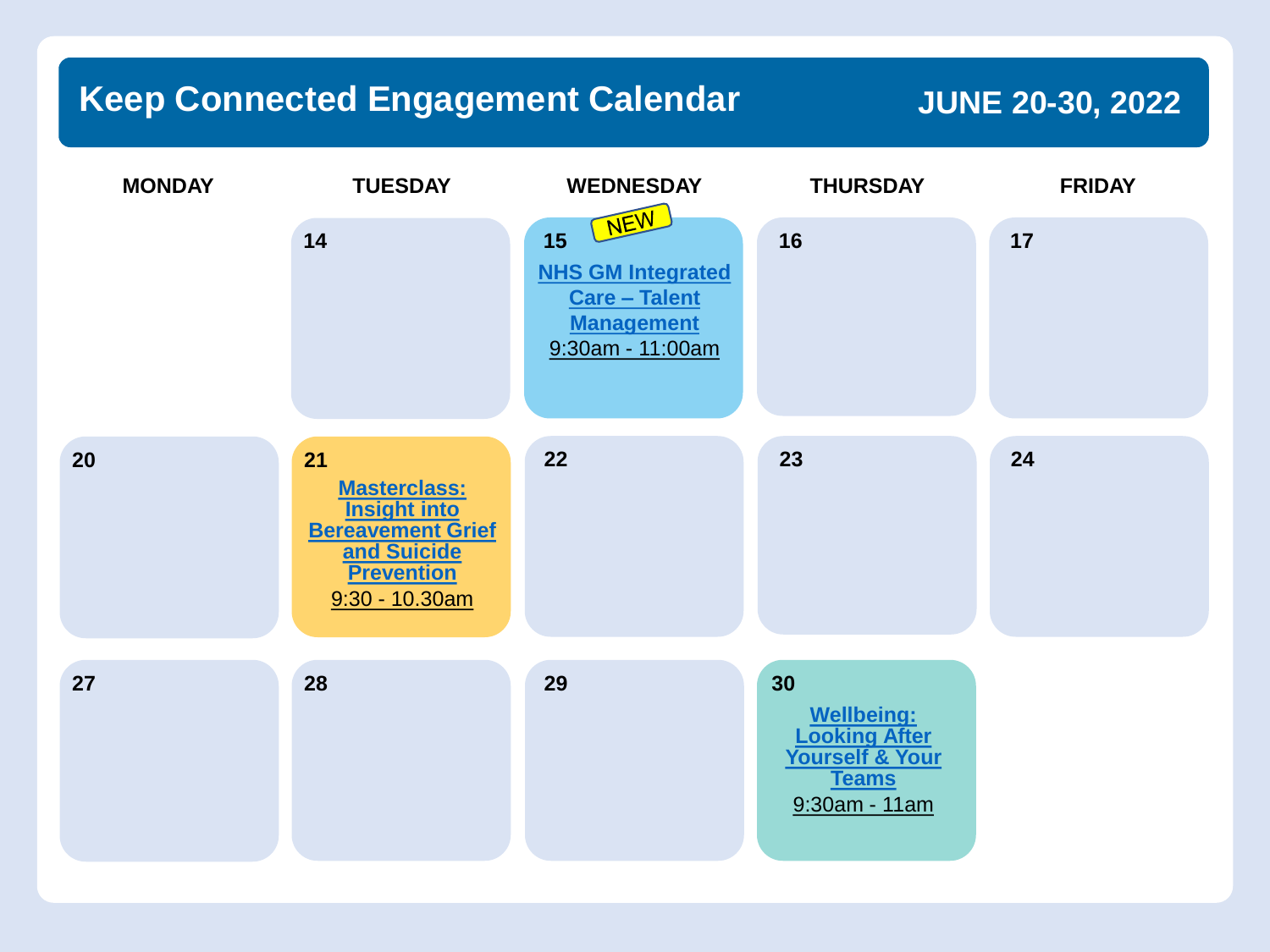# Keep Connected Engagement Calendar

## JUNE 20-30, 2022

| MONDAY | TUESDAY | WEDNESDAY | THURSDAY | FRIDAY |
|---|---|---|---|---|
| | 14 | 15 NEW<br>NHS GM Integrated Care – Talent Management<br>9:30am - 11:00am | 16 | 17 |
| 20 | 21<br>Masterclass: Insight into Bereavement Grief and Suicide Prevention<br>9:30 - 10.30am | 22 | 23 | 24 |
| 27 | 28 | 29 | 30<br>Wellbeing: Looking After Yourself & Your Teams<br>9:30am - 11am | |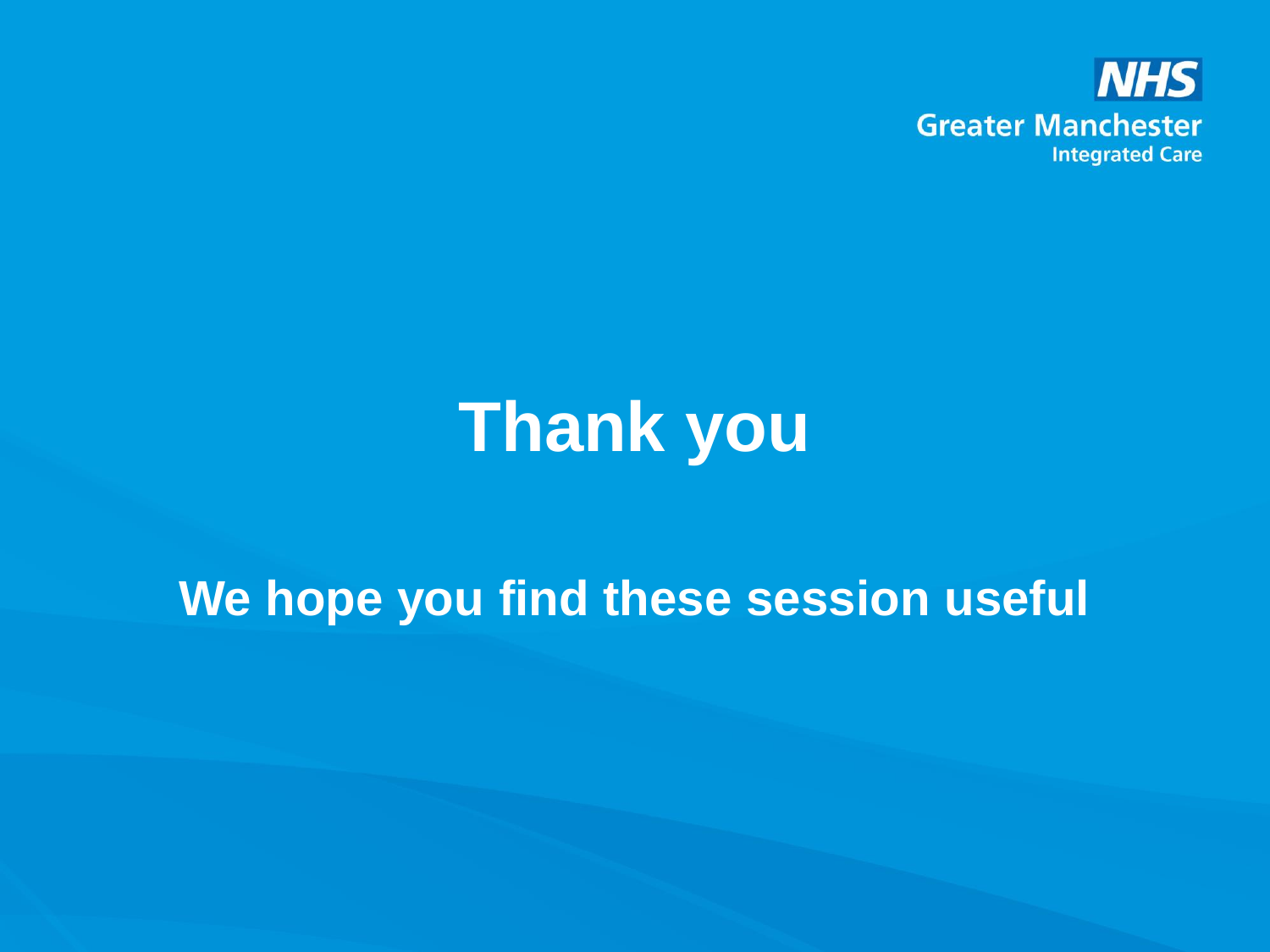NHS

Greater Manchester

Integrated Care

# Thank you

**We hope you find these session useful**